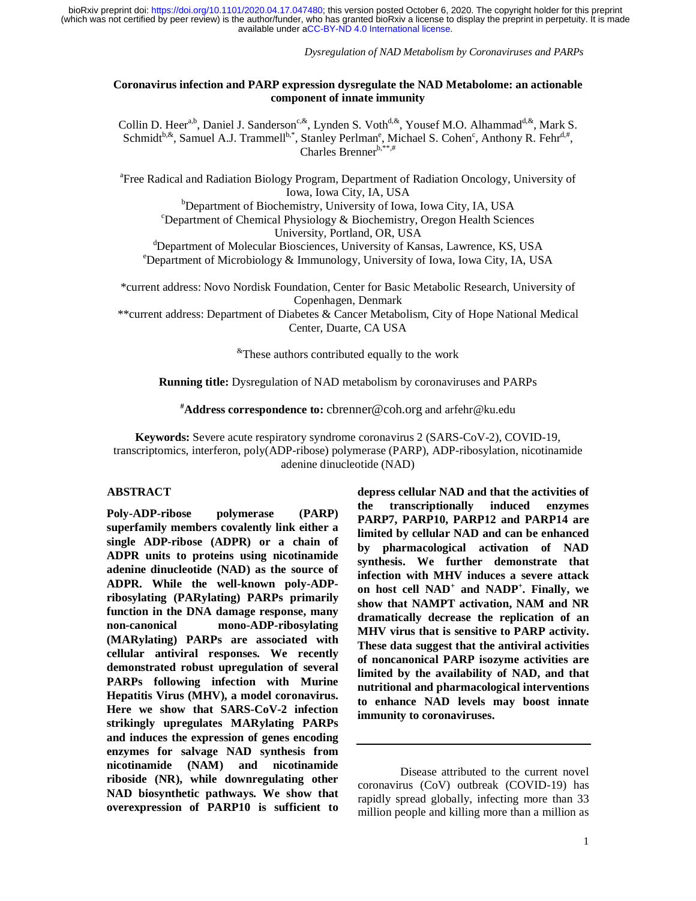# Coronavirus infection and PARP expression dysregulate the NAD Metabolome: an actionable component of innate immunity

Collin D. Heer[a,b], Daniel J. Sanderson[c,&], Lynden S. Voth[d,&], Yousef M.O. Alhammad[d,&], Mark S. Schmidt[b,&], Samuel A.J. Trammell[b,*], Stanley Perlman[e], Michael S. Cohen[c], Anthony R. Fehr[d,#], Charles Brenner[b,**,#]

[a]Free Radical and Radiation Biology Program, Department of Radiation Oncology, University of Iowa, Iowa City, IA, USA
[b]Department of Biochemistry, University of Iowa, Iowa City, IA, USA
[c]Department of Chemical Physiology & Biochemistry, Oregon Health Sciences University, Portland, OR, USA
[d]Department of Molecular Biosciences, University of Kansas, Lawrence, KS, USA
[e]Department of Microbiology & Immunology, University of Iowa, Iowa City, IA, USA

*current address: Novo Nordisk Foundation, Center for Basic Metabolic Research, University of Copenhagen, Denmark
**current address: Department of Diabetes & Cancer Metabolism, City of Hope National Medical Center, Duarte, CA USA

[&]These authors contributed equally to the work

**Running title:** Dysregulation of NAD metabolism by coronaviruses and PARPs

**[#]Address correspondence to:** cbrenner@coh.org and arfehr@ku.edu

**Keywords:** Severe acute respiratory syndrome coronavirus 2 (SARS-CoV-2), COVID-19, transcriptomics, interferon, poly(ADP-ribose) polymerase (PARP), ADP-ribosylation, nicotinamide adenine dinucleotide (NAD)

## ABSTRACT

**Poly-ADP-ribose polymerase (PARP) superfamily members covalently link either a single ADP-ribose (ADPR) or a chain of ADPR units to proteins using nicotinamide adenine dinucleotide (NAD) as the source of ADPR. While the well-known poly-ADP-ribosylating (PARylating) PARPs primarily function in the DNA damage response, many non-canonical mono-ADP-ribosylating (MARylating) PARPs are associated with cellular antiviral responses. We recently demonstrated robust upregulation of several PARPs following infection with Murine Hepatitis Virus (MHV), a model coronavirus. Here we show that SARS-CoV-2 infection strikingly upregulates MARylating PARPs and induces the expression of genes encoding enzymes for salvage NAD synthesis from nicotinamide (NAM) and nicotinamide riboside (NR), while downregulating other NAD biosynthetic pathways. We show that overexpression of PARP10 is sufficient to depress cellular NAD and that the activities of the transcriptionally induced enzymes PARP7, PARP10, PARP12 and PARP14 are limited by cellular NAD and can be enhanced by pharmacological activation of NAD synthesis. We further demonstrate that infection with MHV induces a severe attack on host cell $NAD^+$ and $NADP^+$. Finally, we show that NAMPT activation, NAM and NR dramatically decrease the replication of an MHV virus that is sensitive to PARP activity. These data suggest that the antiviral activities of noncanonical PARP isozyme activities are limited by the availability of NAD, and that nutritional and pharmacological interventions to enhance NAD levels may boost innate immunity to coronaviruses.**

---

Disease attributed to the current novel coronavirus (CoV) outbreak (COVID-19) has rapidly spread globally, infecting more than 33 million people and killing more than a million as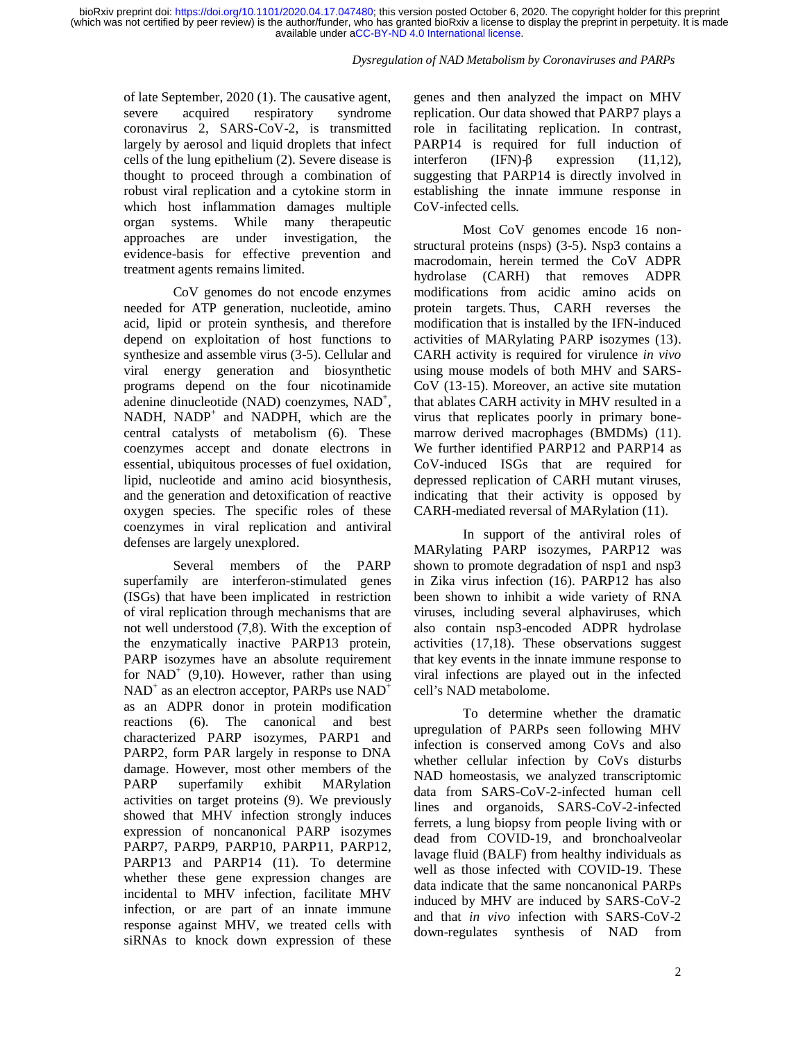of late September, 2020 (1). The causative agent, severe acquired respiratory syndrome coronavirus 2, SARS-CoV-2, is transmitted largely by aerosol and liquid droplets that infect cells of the lung epithelium (2). Severe disease is thought to proceed through a combination of robust viral replication and a cytokine storm in which host inflammation damages multiple organ systems. While many therapeutic approaches are under investigation, the evidence-basis for effective prevention and treatment agents remains limited.

CoV genomes do not encode enzymes needed for ATP generation, nucleotide, amino acid, lipid or protein synthesis, and therefore depend on exploitation of host functions to synthesize and assemble virus (3-5). Cellular and viral energy generation and biosynthetic programs depend on the four nicotinamide adenine dinucleotide (NAD) coenzymes, $NAD^+$, NADH, $NADP^+$ and NADPH, which are the central catalysts of metabolism (6). These coenzymes accept and donate electrons in essential, ubiquitous processes of fuel oxidation, lipid, nucleotide and amino acid biosynthesis, and the generation and detoxification of reactive oxygen species. The specific roles of these coenzymes in viral replication and antiviral defenses are largely unexplored.

Several members of the PARP superfamily are interferon-stimulated genes (ISGs) that have been implicated in restriction of viral replication through mechanisms that are not well understood (7,8). With the exception of the enzymatically inactive PARP13 protein, PARP isozymes have an absolute requirement for $NAD^+$ (9,10). However, rather than using $NAD^+$ as an electron acceptor, PARPs use $NAD^+$ as an ADPR donor in protein modification reactions (6). The canonical and best characterized PARP isozymes, PARP1 and PARP2, form PAR largely in response to DNA damage. However, most other members of the PARP superfamily exhibit MARylation activities on target proteins (9). We previously showed that MHV infection strongly induces expression of noncanonical PARP isozymes PARP7, PARP9, PARP10, PARP11, PARP12, PARP13 and PARP14 (11). To determine whether these gene expression changes are incidental to MHV infection, facilitate MHV infection, or are part of an innate immune response against MHV, we treated cells with siRNAs to knock down expression of these genes and then analyzed the impact on MHV replication. Our data showed that PARP7 plays a role in facilitating replication. In contrast, PARP14 is required for full induction of interferon (IFN)-β expression (11,12), suggesting that PARP14 is directly involved in establishing the innate immune response in CoV-infected cells.

Most CoV genomes encode 16 non-structural proteins (nsps) (3-5). Nsp3 contains a macrodomain, herein termed the CoV ADPR hydrolase (CARH) that removes ADPR modifications from acidic amino acids on protein targets. Thus, CARH reverses the modification that is installed by the IFN-induced activities of MARylating PARP isozymes (13). CARH activity is required for virulence *in vivo* using mouse models of both MHV and SARS-CoV (13-15). Moreover, an active site mutation that ablates CARH activity in MHV resulted in a virus that replicates poorly in primary bone-marrow derived macrophages (BMDMs) (11). We further identified PARP12 and PARP14 as CoV-induced ISGs that are required for depressed replication of CARH mutant viruses, indicating that their activity is opposed by CARH-mediated reversal of MARylation (11).

In support of the antiviral roles of MARylating PARP isozymes, PARP12 was shown to promote degradation of nsp1 and nsp3 in Zika virus infection (16). PARP12 has also been shown to inhibit a wide variety of RNA viruses, including several alphaviruses, which also contain nsp3-encoded ADPR hydrolase activities (17,18). These observations suggest that key events in the innate immune response to viral infections are played out in the infected cell's NAD metabolome.

To determine whether the dramatic upregulation of PARPs seen following MHV infection is conserved among CoVs and also whether cellular infection by CoVs disturbs NAD homeostasis, we analyzed transcriptomic data from SARS-CoV-2-infected human cell lines and organoids, SARS-CoV-2-infected ferrets, a lung biopsy from people living with or dead from COVID-19, and bronchoalveolar lavage fluid (BALF) from healthy individuals as well as those infected with COVID-19. These data indicate that the same noncanonical PARPs induced by MHV are induced by SARS-CoV-2 and that *in vivo* infection with SARS-CoV-2 down-regulates synthesis of NAD from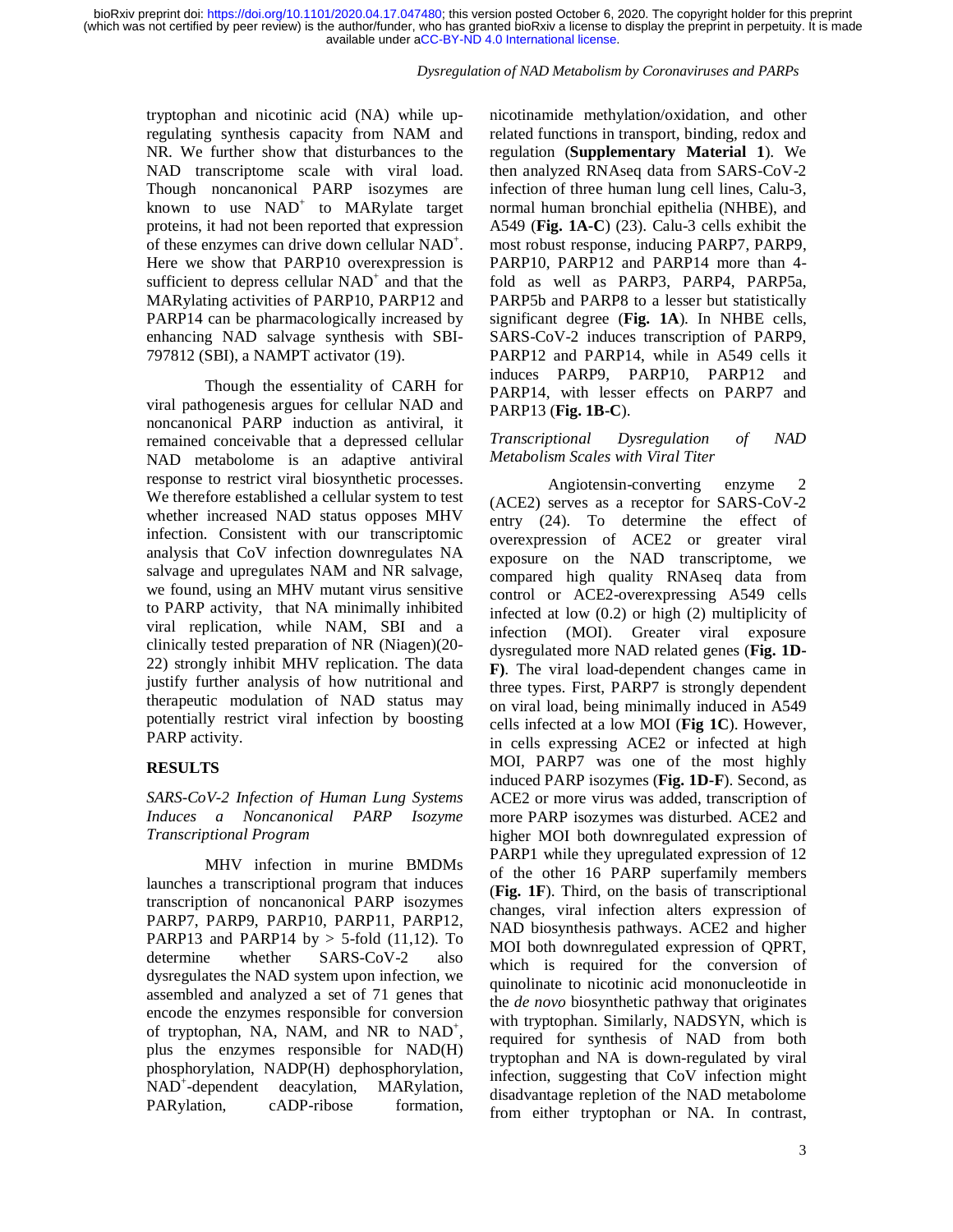tryptophan and nicotinic acid (NA) while up-regulating synthesis capacity from NAM and NR. We further show that disturbances to the NAD transcriptome scale with viral load. Though noncanonical PARP isozymes are known to use $NAD^+$ to MARylate target proteins, it had not been reported that expression of these enzymes can drive down cellular $NAD^+$. Here we show that PARP10 overexpression is sufficient to depress cellular $NAD^+$ and that the MARylating activities of PARP10, PARP12 and PARP14 can be pharmacologically increased by enhancing NAD salvage synthesis with SBI-797812 (SBI), a NAMPT activator (19).

Though the essentiality of CARH for viral pathogenesis argues for cellular NAD and noncanonical PARP induction as antiviral, it remained conceivable that a depressed cellular NAD metabolome is an adaptive antiviral response to restrict viral biosynthetic processes. We therefore established a cellular system to test whether increased NAD status opposes MHV infection. Consistent with our transcriptomic analysis that CoV infection downregulates NA salvage and upregulates NAM and NR salvage, we found, using an MHV mutant virus sensitive to PARP activity, that NA minimally inhibited viral replication, while NAM, SBI and a clinically tested preparation of NR (Niagen)(20-22) strongly inhibit MHV replication. The data justify further analysis of how nutritional and therapeutic modulation of NAD status may potentially restrict viral infection by boosting PARP activity.

## RESULTS

### *SARS-CoV-2 Infection of Human Lung Systems Induces a Noncanonical PARP Isozyme Transcriptional Program*

MHV infection in murine BMDMs launches a transcriptional program that induces transcription of noncanonical PARP isozymes PARP7, PARP9, PARP10, PARP11, PARP12, PARP13 and PARP14 by > 5-fold (11,12). To determine whether SARS-CoV-2 also dysregulates the NAD system upon infection, we assembled and analyzed a set of 71 genes that encode the enzymes responsible for conversion of tryptophan, NA, NAM, and NR to $NAD^+$, plus the enzymes responsible for NAD(H) phosphorylation, NADP(H) dephosphorylation, $NAD^+$-dependent deacylation, MARylation, PARylation, cADP-ribose formation, nicotinamide methylation/oxidation, and other related functions in transport, binding, redox and regulation (**Supplementary Material 1**). We then analyzed RNAseq data from SARS-CoV-2 infection of three human lung cell lines, Calu-3, normal human bronchial epithelia (NHBE), and A549 (**Fig. 1A-C**) (23). Calu-3 cells exhibit the most robust response, inducing PARP7, PARP9, PARP10, PARP12 and PARP14 more than 4-fold as well as PARP3, PARP4, PARP5a, PARP5b and PARP8 to a lesser but statistically significant degree (**Fig. 1A**). In NHBE cells, SARS-CoV-2 induces transcription of PARP9, PARP12 and PARP14, while in A549 cells it induces PARP9, PARP10, PARP12 and PARP14, with lesser effects on PARP7 and PARP13 (**Fig. 1B-C**).

### *Transcriptional Dysregulation of NAD Metabolism Scales with Viral Titer*

Angiotensin-converting enzyme 2 (ACE2) serves as a receptor for SARS-CoV-2 entry (24). To determine the effect of overexpression of ACE2 or greater viral exposure on the NAD transcriptome, we compared high quality RNAseq data from control or ACE2-overexpressing A549 cells infected at low (0.2) or high (2) multiplicity of infection (MOI). Greater viral exposure dysregulated more NAD related genes (**Fig. 1D-F)**. The viral load-dependent changes came in three types. First, PARP7 is strongly dependent on viral load, being minimally induced in A549 cells infected at a low MOI (**Fig 1C**). However, in cells expressing ACE2 or infected at high MOI, PARP7 was one of the most highly induced PARP isozymes (**Fig. 1D-F**). Second, as ACE2 or more virus was added, transcription of more PARP isozymes was disturbed. ACE2 and higher MOI both downregulated expression of PARP1 while they upregulated expression of 12 of the other 16 PARP superfamily members (**Fig. 1F**). Third, on the basis of transcriptional changes, viral infection alters expression of NAD biosynthesis pathways. ACE2 and higher MOI both downregulated expression of QPRT, which is required for the conversion of quinolinate to nicotinic acid mononucleotide in the *de novo* biosynthetic pathway that originates with tryptophan. Similarly, NADSYN, which is required for synthesis of NAD from both tryptophan and NA is down-regulated by viral infection, suggesting that CoV infection might disadvantage repletion of the NAD metabolome from either tryptophan or NA. In contrast,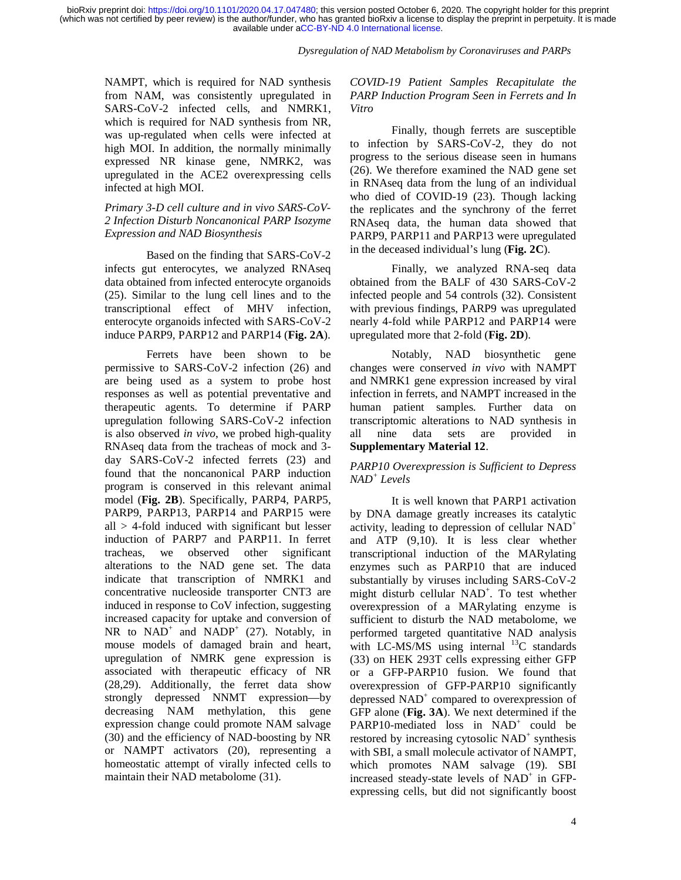NAMPT, which is required for NAD synthesis from NAM, was consistently upregulated in SARS-CoV-2 infected cells, and NMRK1, which is required for NAD synthesis from NR, was up-regulated when cells were infected at high MOI. In addition, the normally minimally expressed NR kinase gene, NMRK2, was upregulated in the ACE2 overexpressing cells infected at high MOI.

### *Primary 3-D cell culture and in vivo SARS-CoV-2 Infection Disturb Noncanonical PARP Isozyme Expression and NAD Biosynthesis*

Based on the finding that SARS-CoV-2 infects gut enterocytes, we analyzed RNAseq data obtained from infected enterocyte organoids (25). Similar to the lung cell lines and to the transcriptional effect of MHV infection, enterocyte organoids infected with SARS-CoV-2 induce PARP9, PARP12 and PARP14 (**Fig. 2A**).

Ferrets have been shown to be permissive to SARS-CoV-2 infection (26) and are being used as a system to probe host responses as well as potential preventative and therapeutic agents. To determine if PARP upregulation following SARS-CoV-2 infection is also observed *in vivo*, we probed high-quality RNAseq data from the tracheas of mock and 3-day SARS-CoV-2 infected ferrets (23) and found that the noncanonical PARP induction program is conserved in this relevant animal model (**Fig. 2B**). Specifically, PARP4, PARP5, PARP9, PARP13, PARP14 and PARP15 were all > 4-fold induced with significant but lesser induction of PARP7 and PARP11. In ferret tracheas, we observed other significant alterations to the NAD gene set. The data indicate that transcription of NMRK1 and concentrative nucleoside transporter CNT3 are induced in response to CoV infection, suggesting increased capacity for uptake and conversion of NR to $NAD^+$ and $NADP^+$ (27). Notably, in mouse models of damaged brain and heart, upregulation of NMRK gene expression is associated with therapeutic efficacy of NR (28,29). Additionally, the ferret data show strongly depressed NNMT expression—by decreasing NAM methylation, this gene expression change could promote NAM salvage (30) and the efficiency of NAD-boosting by NR or NAMPT activators (20), representing a homeostatic attempt of virally infected cells to maintain their NAD metabolome (31).

### *COVID-19 Patient Samples Recapitulate the PARP Induction Program Seen in Ferrets and In Vitro*

Finally, though ferrets are susceptible to infection by SARS-CoV-2, they do not progress to the serious disease seen in humans (26). We therefore examined the NAD gene set in RNAseq data from the lung of an individual who died of COVID-19 (23). Though lacking the replicates and the synchrony of the ferret RNAseq data, the human data showed that PARP9, PARP11 and PARP13 were upregulated in the deceased individual's lung (**Fig. 2C**).

Finally, we analyzed RNA-seq data obtained from the BALF of 430 SARS-CoV-2 infected people and 54 controls (32). Consistent with previous findings, PARP9 was upregulated nearly 4-fold while PARP12 and PARP14 were upregulated more that 2-fold (**Fig. 2D**).

Notably, NAD biosynthetic gene changes were conserved *in vivo* with NAMPT and NMRK1 gene expression increased by viral infection in ferrets, and NAMPT increased in the human patient samples. Further data on transcriptomic alterations to NAD synthesis in all nine data sets are provided in **Supplementary Material 12**.

### *PARP10 Overexpression is Sufficient to Depress $NAD^+$ Levels*

It is well known that PARP1 activation by DNA damage greatly increases its catalytic activity, leading to depression of cellular $NAD^+$ and ATP (9,10). It is less clear whether transcriptional induction of the MARylating enzymes such as PARP10 that are induced substantially by viruses including SARS-CoV-2 might disturb cellular $NAD^+$. To test whether overexpression of a MARylating enzyme is sufficient to disturb the NAD metabolome, we performed targeted quantitative NAD analysis with LC-MS/MS using internal $^{13}C$ standards (33) on HEK 293T cells expressing either GFP or a GFP-PARP10 fusion. We found that overexpression of GFP-PARP10 significantly depressed $NAD^+$ compared to overexpression of GFP alone (**Fig. 3A**). We next determined if the PARP10-mediated loss in $NAD^+$ could be restored by increasing cytosolic $NAD^+$ synthesis with SBI, a small molecule activator of NAMPT, which promotes NAM salvage (19). SBI increased steady-state levels of $NAD^+$ in GFP-expressing cells, but did not significantly boost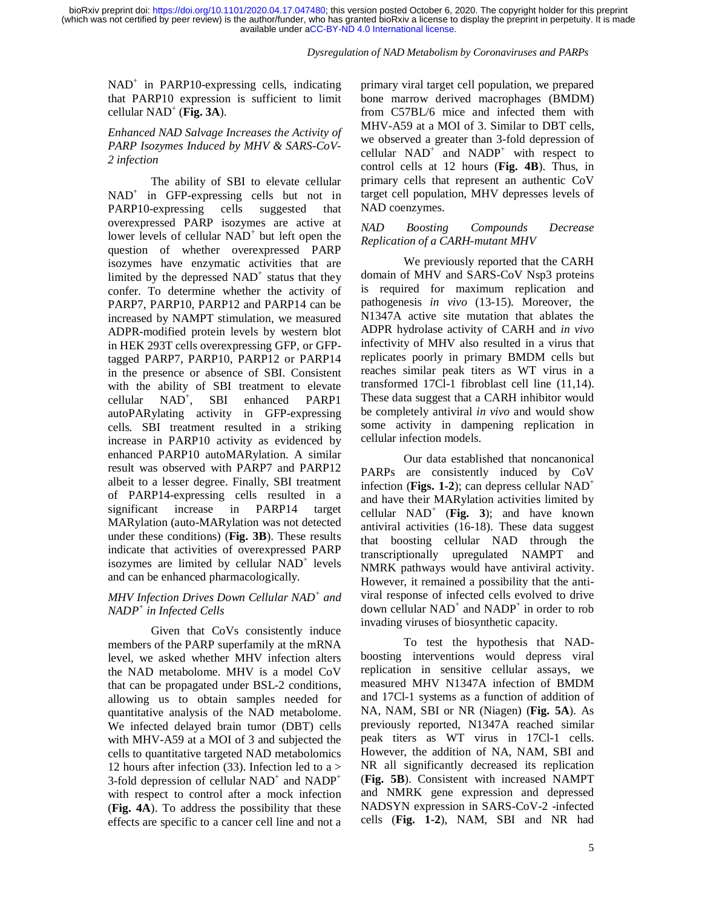NAD$^+$ in PARP10-expressing cells, indicating that PARP10 expression is sufficient to limit cellular NAD$^+$ (**Fig. 3A**).

### *Enhanced NAD Salvage Increases the Activity of PARP Isozymes Induced by MHV & SARS-CoV-2 infection*

The ability of SBI to elevate cellular NAD$^+$ in GFP-expressing cells but not in PARP10-expressing cells suggested that overexpressed PARP isozymes are active at lower levels of cellular NAD$^+$ but left open the question of whether overexpressed PARP isozymes have enzymatic activities that are limited by the depressed NAD$^+$ status that they confer. To determine whether the activity of PARP7, PARP10, PARP12 and PARP14 can be increased by NAMPT stimulation, we measured ADPR-modified protein levels by western blot in HEK 293T cells overexpressing GFP, or GFP-tagged PARP7, PARP10, PARP12 or PARP14 in the presence or absence of SBI. Consistent with the ability of SBI treatment to elevate cellular NAD$^+$, SBI enhanced PARP1 autoPARylating activity in GFP-expressing cells. SBI treatment resulted in a striking increase in PARP10 activity as evidenced by enhanced PARP10 autoMARylation. A similar result was observed with PARP7 and PARP12 albeit to a lesser degree. Finally, SBI treatment of PARP14-expressing cells resulted in a significant increase in PARP14 target MARylation (auto-MARylation was not detected under these conditions) (**Fig. 3B**). These results indicate that activities of overexpressed PARP isozymes are limited by cellular NAD$^+$ levels and can be enhanced pharmacologically.

### *MHV Infection Drives Down Cellular NAD$^+$ and NADP$^+$ in Infected Cells*

Given that CoVs consistently induce members of the PARP superfamily at the mRNA level, we asked whether MHV infection alters the NAD metabolome. MHV is a model CoV that can be propagated under BSL-2 conditions, allowing us to obtain samples needed for quantitative analysis of the NAD metabolome. We infected delayed brain tumor (DBT) cells with MHV-A59 at a MOI of 3 and subjected the cells to quantitative targeted NAD metabolomics 12 hours after infection (33). Infection led to a > 3-fold depression of cellular NAD$^+$ and NADP$^+$ with respect to control after a mock infection (**Fig. 4A**). To address the possibility that these effects are specific to a cancer cell line and not a primary viral target cell population, we prepared bone marrow derived macrophages (BMDM) from C57BL/6 mice and infected them with MHV-A59 at a MOI of 3. Similar to DBT cells, we observed a greater than 3-fold depression of cellular NAD$^+$ and NADP$^+$ with respect to control cells at 12 hours (**Fig. 4B**). Thus, in primary cells that represent an authentic CoV target cell population, MHV depresses levels of NAD coenzymes.

### *NAD Boosting Compounds Decrease Replication of a CARH-mutant MHV*

We previously reported that the CARH domain of MHV and SARS-CoV Nsp3 proteins is required for maximum replication and pathogenesis *in vivo* (13-15). Moreover, the N1347A active site mutation that ablates the ADPR hydrolase activity of CARH and *in vivo* infectivity of MHV also resulted in a virus that replicates poorly in primary BMDM cells but reaches similar peak titers as WT virus in a transformed 17Cl-1 fibroblast cell line (11,14). These data suggest that a CARH inhibitor would be completely antiviral *in vivo* and would show some activity in dampening replication in cellular infection models.

Our data established that noncanonical PARPs are consistently induced by CoV infection (**Figs. 1-2**); can depress cellular NAD$^+$ and have their MARylation activities limited by cellular NAD$^+$ (**Fig. 3**); and have known antiviral activities (16-18). These data suggest that boosting cellular NAD through the transcriptionally upregulated NAMPT and NMRK pathways would have antiviral activity. However, it remained a possibility that the anti-viral response of infected cells evolved to drive down cellular NAD$^+$ and NADP$^+$ in order to rob invading viruses of biosynthetic capacity.

To test the hypothesis that NAD-boosting interventions would depress viral replication in sensitive cellular assays, we measured MHV N1347A infection of BMDM and 17Cl-1 systems as a function of addition of NA, NAM, SBI or NR (Niagen) (**Fig. 5A**). As previously reported, N1347A reached similar peak titers as WT virus in 17Cl-1 cells. However, the addition of NA, NAM, SBI and NR all significantly decreased its replication (**Fig. 5B**). Consistent with increased NAMPT and NMRK gene expression and depressed NADSYN expression in SARS-CoV-2 -infected cells (**Fig. 1-2**), NAM, SBI and NR had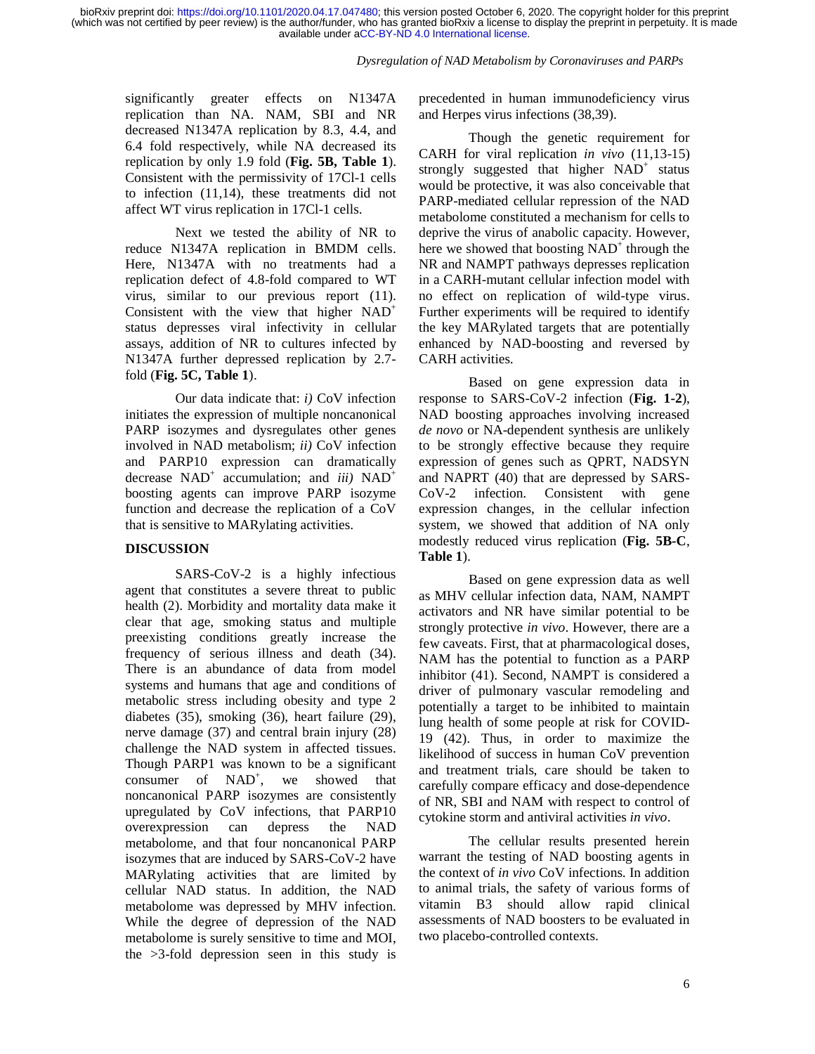significantly greater effects on N1347A replication than NA. NAM, SBI and NR decreased N1347A replication by 8.3, 4.4, and 6.4 fold respectively, while NA decreased its replication by only 1.9 fold (**Fig. 5B, Table 1**). Consistent with the permissivity of 17Cl-1 cells to infection (11,14), these treatments did not affect WT virus replication in 17Cl-1 cells.

Next we tested the ability of NR to reduce N1347A replication in BMDM cells. Here, N1347A with no treatments had a replication defect of 4.8-fold compared to WT virus, similar to our previous report (11). Consistent with the view that higher $NAD^+$ status depresses viral infectivity in cellular assays, addition of NR to cultures infected by N1347A further depressed replication by 2.7-fold (**Fig. 5C, Table 1**).

Our data indicate that: *i)* CoV infection initiates the expression of multiple noncanonical PARP isozymes and dysregulates other genes involved in NAD metabolism; *ii)* CoV infection and PARP10 expression can dramatically decrease $NAD^+$ accumulation; and *iii)* $NAD^+$ boosting agents can improve PARP isozyme function and decrease the replication of a CoV that is sensitive to MARylating activities.

## DISCUSSION

SARS-CoV-2 is a highly infectious agent that constitutes a severe threat to public health (2). Morbidity and mortality data make it clear that age, smoking status and multiple preexisting conditions greatly increase the frequency of serious illness and death (34). There is an abundance of data from model systems and humans that age and conditions of metabolic stress including obesity and type 2 diabetes (35), smoking (36), heart failure (29), nerve damage (37) and central brain injury (28) challenge the NAD system in affected tissues. Though PARP1 was known to be a significant consumer of $NAD^+$, we showed that noncanonical PARP isozymes are consistently upregulated by CoV infections, that PARP10 overexpression can depress the NAD metabolome, and that four noncanonical PARP isozymes that are induced by SARS-CoV-2 have MARylating activities that are limited by cellular NAD status. In addition, the NAD metabolome was depressed by MHV infection. While the degree of depression of the NAD metabolome is surely sensitive to time and MOI, the >3-fold depression seen in this study is precedented in human immunodeficiency virus and Herpes virus infections (38,39).

Though the genetic requirement for CARH for viral replication *in vivo* (11,13-15) strongly suggested that higher $NAD^+$ status would be protective, it was also conceivable that PARP-mediated cellular repression of the NAD metabolome constituted a mechanism for cells to deprive the virus of anabolic capacity. However, here we showed that boosting $NAD^+$ through the NR and NAMPT pathways depresses replication in a CARH-mutant cellular infection model with no effect on replication of wild-type virus. Further experiments will be required to identify the key MARylated targets that are potentially enhanced by NAD-boosting and reversed by CARH activities.

Based on gene expression data in response to SARS-CoV-2 infection (**Fig. 1-2**), NAD boosting approaches involving increased *de novo* or NA-dependent synthesis are unlikely to be strongly effective because they require expression of genes such as QPRT, NADSYN and NAPRT (40) that are depressed by SARS-CoV-2 infection. Consistent with gene expression changes, in the cellular infection system, we showed that addition of NA only modestly reduced virus replication (**Fig. 5B-C**, **Table 1**).

Based on gene expression data as well as MHV cellular infection data, NAM, NAMPT activators and NR have similar potential to be strongly protective *in vivo*. However, there are a few caveats. First, that at pharmacological doses, NAM has the potential to function as a PARP inhibitor (41). Second, NAMPT is considered a driver of pulmonary vascular remodeling and potentially a target to be inhibited to maintain lung health of some people at risk for COVID-19 (42). Thus, in order to maximize the likelihood of success in human CoV prevention and treatment trials, care should be taken to carefully compare efficacy and dose-dependence of NR, SBI and NAM with respect to control of cytokine storm and antiviral activities *in vivo*.

The cellular results presented herein warrant the testing of NAD boosting agents in the context of *in vivo* CoV infections. In addition to animal trials, the safety of various forms of vitamin B3 should allow rapid clinical assessments of NAD boosters to be evaluated in two placebo-controlled contexts.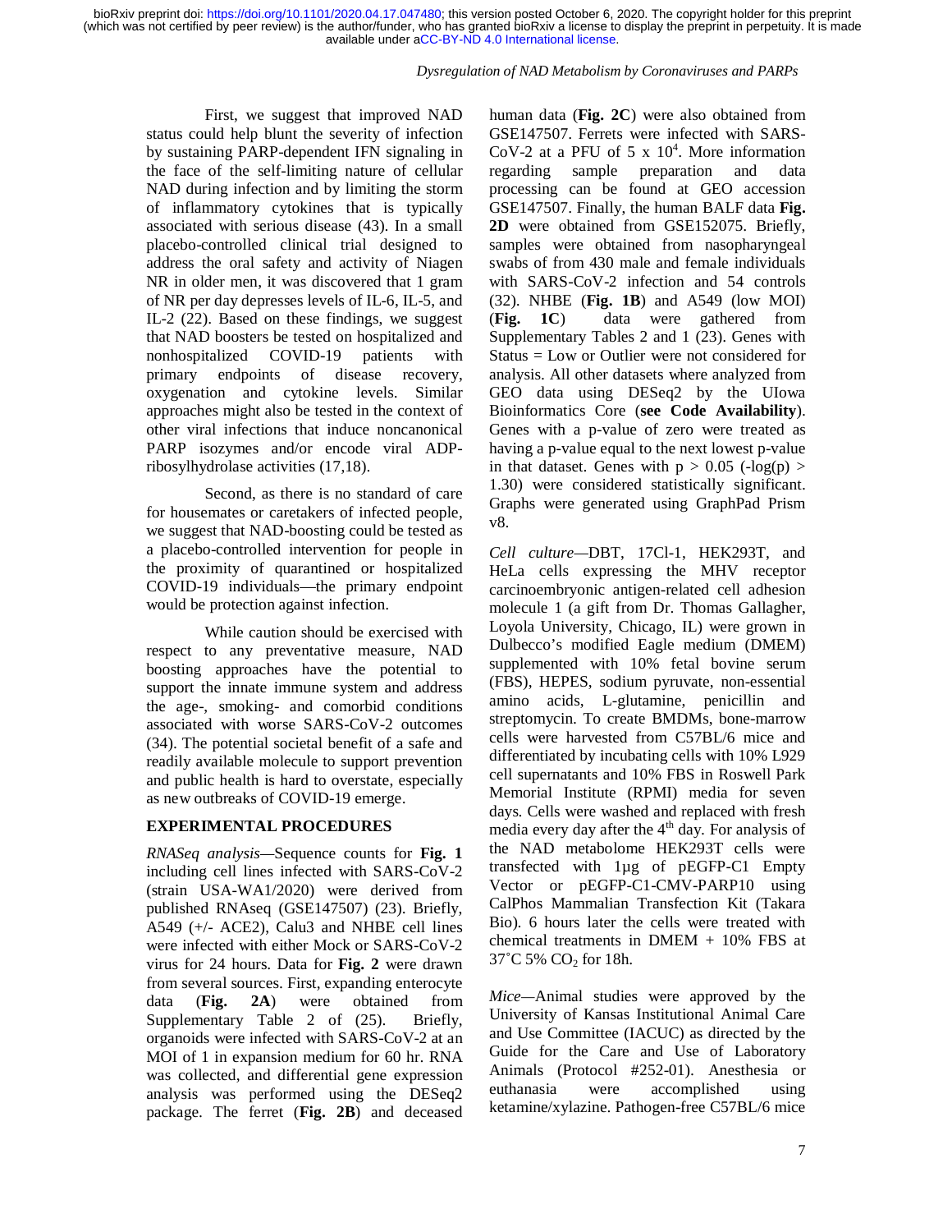First, we suggest that improved NAD status could help blunt the severity of infection by sustaining PARP-dependent IFN signaling in the face of the self-limiting nature of cellular NAD during infection and by limiting the storm of inflammatory cytokines that is typically associated with serious disease (43). In a small placebo-controlled clinical trial designed to address the oral safety and activity of Niagen NR in older men, it was discovered that 1 gram of NR per day depresses levels of IL-6, IL-5, and IL-2 (22). Based on these findings, we suggest that NAD boosters be tested on hospitalized and nonhospitalized COVID-19 patients with primary endpoints of disease recovery, oxygenation and cytokine levels. Similar approaches might also be tested in the context of other viral infections that induce noncanonical PARP isozymes and/or encode viral ADP-ribosylhydrolase activities (17,18).

Second, as there is no standard of care for housemates or caretakers of infected people, we suggest that NAD-boosting could be tested as a placebo-controlled intervention for people in the proximity of quarantined or hospitalized COVID-19 individuals—the primary endpoint would be protection against infection.

While caution should be exercised with respect to any preventative measure, NAD boosting approaches have the potential to support the innate immune system and address the age-, smoking- and comorbid conditions associated with worse SARS-CoV-2 outcomes (34). The potential societal benefit of a safe and readily available molecule to support prevention and public health is hard to overstate, especially as new outbreaks of COVID-19 emerge.

## EXPERIMENTAL PROCEDURES

*RNASeq analysis*—Sequence counts for **Fig. 1** including cell lines infected with SARS-CoV-2 (strain USA-WA1/2020) were derived from published RNAseq (GSE147507) (23). Briefly, A549 (+/- ACE2), Calu3 and NHBE cell lines were infected with either Mock or SARS-CoV-2 virus for 24 hours. Data for **Fig. 2** were drawn from several sources. First, expanding enterocyte data (**Fig. 2A**) were obtained from Supplementary Table 2 of (25). Briefly, organoids were infected with SARS-CoV-2 at an MOI of 1 in expansion medium for 60 hr. RNA was collected, and differential gene expression analysis was performed using the DESeq2 package. The ferret (**Fig. 2B**) and deceased human data (**Fig. 2C**) were also obtained from GSE147507. Ferrets were infected with SARS-CoV-2 at a PFU of 5 x $10^4$. More information regarding sample preparation and data processing can be found at GEO accession GSE147507. Finally, the human BALF data **Fig. 2D** were obtained from GSE152075. Briefly, samples were obtained from nasopharyngeal swabs of from 430 male and female individuals with SARS-CoV-2 infection and 54 controls (32). NHBE (**Fig. 1B**) and A549 (low MOI) (**Fig. 1C**) data were gathered from Supplementary Tables 2 and 1 (23). Genes with Status = Low or Outlier were not considered for analysis. All other datasets where analyzed from GEO data using DESeq2 by the UIowa Bioinformatics Core (**see Code Availability**). Genes with a p-value of zero were treated as having a p-value equal to the next lowest p-value in that dataset. Genes with $p > 0.05$ ($-\log(p) > 1.30$) were considered statistically significant. Graphs were generated using GraphPad Prism v8.

*Cell culture*—DBT, 17Cl-1, HEK293T, and HeLa cells expressing the MHV receptor carcinoembryonic antigen-related cell adhesion molecule 1 (a gift from Dr. Thomas Gallagher, Loyola University, Chicago, IL) were grown in Dulbecco's modified Eagle medium (DMEM) supplemented with 10% fetal bovine serum (FBS), HEPES, sodium pyruvate, non-essential amino acids, L-glutamine, penicillin and streptomycin. To create BMDMs, bone-marrow cells were harvested from C57BL/6 mice and differentiated by incubating cells with 10% L929 cell supernatants and 10% FBS in Roswell Park Memorial Institute (RPMI) media for seven days. Cells were washed and replaced with fresh media every day after the 4[th] day. For analysis of the NAD metabolome HEK293T cells were transfected with 1µg of pEGFP-C1 Empty Vector or pEGFP-C1-CMV-PARP10 using CalPhos Mammalian Transfection Kit (Takara Bio). 6 hours later the cells were treated with chemical treatments in DMEM + 10% FBS at 37˚C 5% $CO_2$ for 18h.

*Mice*—Animal studies were approved by the University of Kansas Institutional Animal Care and Use Committee (IACUC) as directed by the Guide for the Care and Use of Laboratory Animals (Protocol #252-01). Anesthesia or euthanasia were accomplished using ketamine/xylazine. Pathogen-free C57BL/6 mice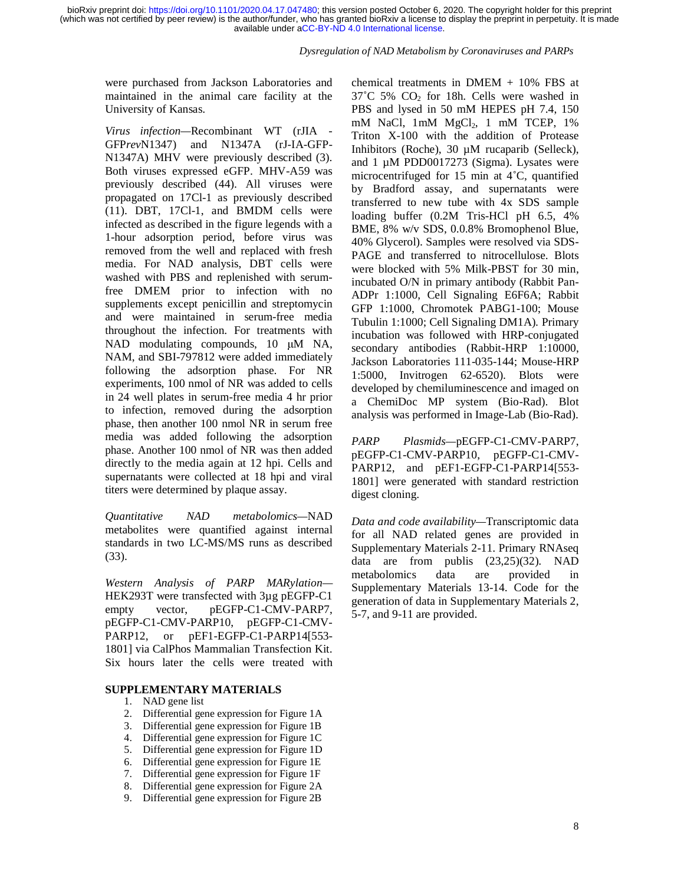were purchased from Jackson Laboratories and maintained in the animal care facility at the University of Kansas.

*Virus infection*—Recombinant WT (rJIA - GFP*rev*N1347) and N1347A (rJ-IA-GFP-N1347A) MHV were previously described (3). Both viruses expressed eGFP. MHV-A59 was previously described (44). All viruses were propagated on 17Cl-1 as previously described (11). DBT, 17Cl-1, and BMDM cells were infected as described in the figure legends with a 1-hour adsorption period, before virus was removed from the well and replaced with fresh media. For NAD analysis, DBT cells were washed with PBS and replenished with serum-free DMEM prior to infection with no supplements except penicillin and streptomycin and were maintained in serum-free media throughout the infection. For treatments with NAD modulating compounds, 10 μM NA, NAM, and SBI-797812 were added immediately following the adsorption phase. For NR experiments, 100 nmol of NR was added to cells in 24 well plates in serum-free media 4 hr prior to infection, removed during the adsorption phase, then another 100 nmol NR in serum free media was added following the adsorption phase. Another 100 nmol of NR was then added directly to the media again at 12 hpi. Cells and supernatants were collected at 18 hpi and viral titers were determined by plaque assay.

*Quantitative NAD metabolomics*—NAD metabolites were quantified against internal standards in two LC-MS/MS runs as described (33).

*Western Analysis of PARP MARylation*—HEK293T were transfected with 3µg pEGFP-C1 empty vector, pEGFP-C1-CMV-PARP7, pEGFP-C1-CMV-PARP10, pEGFP-C1-CMV-PARP12, or pEF1-EGFP-C1-PARP14[553-1801] via CalPhos Mammalian Transfection Kit. Six hours later the cells were treated with chemical treatments in DMEM + 10% FBS at 37˚C 5% $CO_2$ for 18h. Cells were washed in PBS and lysed in 50 mM HEPES pH 7.4, 150 mM NaCl, 1mM $MgCl_2$, 1 mM TCEP, 1% Triton X-100 with the addition of Protease Inhibitors (Roche), 30 µM rucaparib (Selleck), and 1 µM PDD0017273 (Sigma). Lysates were microcentrifuged for 15 min at 4˚C, quantified by Bradford assay, and supernatants were transferred to new tube with 4x SDS sample loading buffer (0.2M Tris-HCl pH 6.5, 4% BME, 8% w/v SDS, 0.0.8% Bromophenol Blue, 40% Glycerol). Samples were resolved via SDS-PAGE and transferred to nitrocellulose. Blots were blocked with 5% Milk-PBST for 30 min, incubated O/N in primary antibody (Rabbit Pan-ADPr 1:1000, Cell Signaling E6F6A; Rabbit GFP 1:1000, Chromotek PABG1-100; Mouse Tubulin 1:1000; Cell Signaling DM1A). Primary incubation was followed with HRP-conjugated secondary antibodies (Rabbit-HRP 1:10000, Jackson Laboratories 111-035-144; Mouse-HRP 1:5000, Invitrogen 62-6520). Blots were developed by chemiluminescence and imaged on a ChemiDoc MP system (Bio-Rad). Blot analysis was performed in Image-Lab (Bio-Rad).

*PARP Plasmids*—pEGFP-C1-CMV-PARP7, pEGFP-C1-CMV-PARP10, pEGFP-C1-CMV-PARP12, and pEF1-EGFP-C1-PARP14[553-1801] were generated with standard restriction digest cloning.

*Data and code availability*—Transcriptomic data for all NAD related genes are provided in Supplementary Materials 2-11. Primary RNAseq data are from publis (23,25)(32). NAD metabolomics data are provided in Supplementary Materials 13-14. Code for the generation of data in Supplementary Materials 2, 5-7, and 9-11 are provided.

## SUPPLEMENTARY MATERIALS

1. NAD gene list
2. Differential gene expression for Figure 1A
3. Differential gene expression for Figure 1B
4. Differential gene expression for Figure 1C
5. Differential gene expression for Figure 1D
6. Differential gene expression for Figure 1E
7. Differential gene expression for Figure 1F
8. Differential gene expression for Figure 2A
9. Differential gene expression for Figure 2B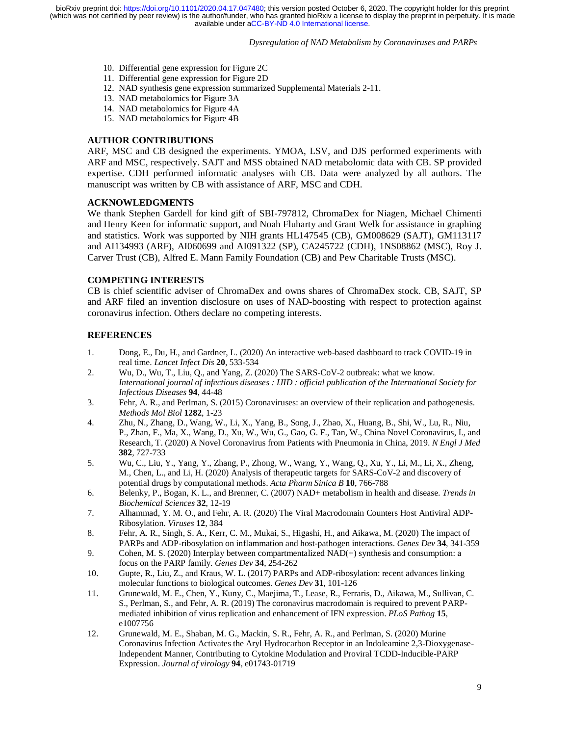10. Differential gene expression for Figure 2C
11. Differential gene expression for Figure 2D
12. NAD synthesis gene expression summarized Supplemental Materials 2-11.
13. NAD metabolomics for Figure 3A
14. NAD metabolomics for Figure 4A
15. NAD metabolomics for Figure 4B

## AUTHOR CONTRIBUTIONS

ARF, MSC and CB designed the experiments. YMOA, LSV, and DJS performed experiments with ARF and MSC, respectively. SAJT and MSS obtained NAD metabolomic data with CB. SP provided expertise. CDH performed informatic analyses with CB. Data were analyzed by all authors. The manuscript was written by CB with assistance of ARF, MSC and CDH.

## ACKNOWLEDGMENTS

We thank Stephen Gardell for kind gift of SBI-797812, ChromaDex for Niagen, Michael Chimenti and Henry Keen for informatic support, and Noah Fluharty and Grant Welk for assistance in graphing and statistics. Work was supported by NIH grants HL147545 (CB), GM008629 (SAJT), GM113117 and AI134993 (ARF), AI060699 and AI091322 (SP), CA245722 (CDH), 1NS08862 (MSC), Roy J. Carver Trust (CB), Alfred E. Mann Family Foundation (CB) and Pew Charitable Trusts (MSC).

## COMPETING INTERESTS

CB is chief scientific adviser of ChromaDex and owns shares of ChromaDex stock. CB, SAJT, SP and ARF filed an invention disclosure on uses of NAD-boosting with respect to protection against coronavirus infection. Others declare no competing interests.

## REFERENCES

1. Dong, E., Du, H., and Gardner, L. (2020) An interactive web-based dashboard to track COVID-19 in real time. *Lancet Infect Dis* **20**, 533-534
2. Wu, D., Wu, T., Liu, Q., and Yang, Z. (2020) The SARS-CoV-2 outbreak: what we know. *International journal of infectious diseases : IJID : official publication of the International Society for Infectious Diseases* **94**, 44-48
3. Fehr, A. R., and Perlman, S. (2015) Coronaviruses: an overview of their replication and pathogenesis. *Methods Mol Biol* **1282**, 1-23
4. Zhu, N., Zhang, D., Wang, W., Li, X., Yang, B., Song, J., Zhao, X., Huang, B., Shi, W., Lu, R., Niu, P., Zhan, F., Ma, X., Wang, D., Xu, W., Wu, G., Gao, G. F., Tan, W., China Novel Coronavirus, I., and Research, T. (2020) A Novel Coronavirus from Patients with Pneumonia in China, 2019. *N Engl J Med* **382**, 727-733
5. Wu, C., Liu, Y., Yang, Y., Zhang, P., Zhong, W., Wang, Y., Wang, Q., Xu, Y., Li, M., Li, X., Zheng, M., Chen, L., and Li, H. (2020) Analysis of therapeutic targets for SARS-CoV-2 and discovery of potential drugs by computational methods. *Acta Pharm Sinica B* **10**, 766-788
6. Belenky, P., Bogan, K. L., and Brenner, C. (2007) NAD+ metabolism in health and disease. *Trends in Biochemical Sciences* **32**, 12-19
7. Alhammad, Y. M. O., and Fehr, A. R. (2020) The Viral Macrodomain Counters Host Antiviral ADP-Ribosylation. *Viruses* **12**, 384
8. Fehr, A. R., Singh, S. A., Kerr, C. M., Mukai, S., Higashi, H., and Aikawa, M. (2020) The impact of PARPs and ADP-ribosylation on inflammation and host-pathogen interactions. *Genes Dev* **34**, 341-359
9. Cohen, M. S. (2020) Interplay between compartmentalized NAD(+) synthesis and consumption: a focus on the PARP family. *Genes Dev* **34**, 254-262
10. Gupte, R., Liu, Z., and Kraus, W. L. (2017) PARPs and ADP-ribosylation: recent advances linking molecular functions to biological outcomes. *Genes Dev* **31**, 101-126
11. Grunewald, M. E., Chen, Y., Kuny, C., Maejima, T., Lease, R., Ferraris, D., Aikawa, M., Sullivan, C. S., Perlman, S., and Fehr, A. R. (2019) The coronavirus macrodomain is required to prevent PARP-mediated inhibition of virus replication and enhancement of IFN expression. *PLoS Pathog* **15**, e1007756
12. Grunewald, M. E., Shaban, M. G., Mackin, S. R., Fehr, A. R., and Perlman, S. (2020) Murine Coronavirus Infection Activates the Aryl Hydrocarbon Receptor in an Indoleamine 2,3-Dioxygenase-Independent Manner, Contributing to Cytokine Modulation and Proviral TCDD-Inducible-PARP Expression. *Journal of virology* **94**, e01743-01719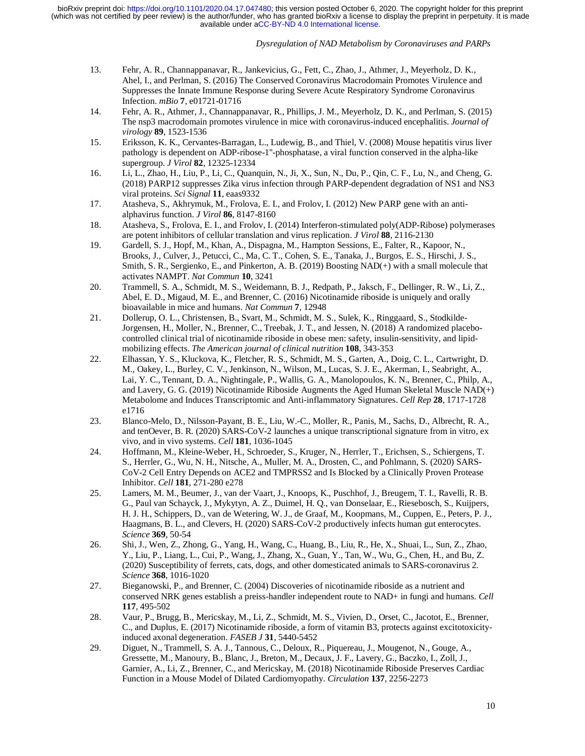13. Fehr, A. R., Channappanavar, R., Jankevicius, G., Fett, C., Zhao, J., Athmer, J., Meyerholz, D. K., Ahel, I., and Perlman, S. (2016) The Conserved Coronavirus Macrodomain Promotes Virulence and Suppresses the Innate Immune Response during Severe Acute Respiratory Syndrome Coronavirus Infection. *mBio* **7**, e01721-01716
14. Fehr, A. R., Athmer, J., Channappanavar, R., Phillips, J. M., Meyerholz, D. K., and Perlman, S. (2015) The nsp3 macrodomain promotes virulence in mice with coronavirus-induced encephalitis. *Journal of virology* **89**, 1523-1536
15. Eriksson, K. K., Cervantes-Barragan, L., Ludewig, B., and Thiel, V. (2008) Mouse hepatitis virus liver pathology is dependent on ADP-ribose-1''-phosphatase, a viral function conserved in the alpha-like supergroup. *J Virol* **82**, 12325-12334
16. Li, L., Zhao, H., Liu, P., Li, C., Quanquin, N., Ji, X., Sun, N., Du, P., Qin, C. F., Lu, N., and Cheng, G. (2018) PARP12 suppresses Zika virus infection through PARP-dependent degradation of NS1 and NS3 viral proteins. *Sci Signal* **11**, eaas9332
17. Atasheva, S., Akhrymuk, M., Frolova, E. I., and Frolov, I. (2012) New PARP gene with an anti-alphavirus function. *J Virol* **86**, 8147-8160
18. Atasheva, S., Frolova, E. I., and Frolov, I. (2014) Interferon-stimulated poly(ADP-Ribose) polymerases are potent inhibitors of cellular translation and virus replication. *J Virol* **88**, 2116-2130
19. Gardell, S. J., Hopf, M., Khan, A., Dispagna, M., Hampton Sessions, E., Falter, R., Kapoor, N., Brooks, J., Culver, J., Petucci, C., Ma, C. T., Cohen, S. E., Tanaka, J., Burgos, E. S., Hirschi, J. S., Smith, S. R., Sergienko, E., and Pinkerton, A. B. (2019) Boosting NAD(+) with a small molecule that activates NAMPT. *Nat Commun* **10**, 3241
20. Trammell, S. A., Schmidt, M. S., Weidemann, B. J., Redpath, P., Jaksch, F., Dellinger, R. W., Li, Z., Abel, E. D., Migaud, M. E., and Brenner, C. (2016) Nicotinamide riboside is uniquely and orally bioavailable in mice and humans. *Nat Commun* **7**, 12948
21. Dollerup, O. L., Christensen, B., Svart, M., Schmidt, M. S., Sulek, K., Ringgaard, S., Stodkilde-Jorgensen, H., Moller, N., Brenner, C., Treebak, J. T., and Jessen, N. (2018) A randomized placebo-controlled clinical trial of nicotinamide riboside in obese men: safety, insulin-sensitivity, and lipid-mobilizing effects. *The American journal of clinical nutrition* **108**, 343-353
22. Elhassan, Y. S., Kluckova, K., Fletcher, R. S., Schmidt, M. S., Garten, A., Doig, C. L., Cartwright, D. M., Oakey, L., Burley, C. V., Jenkinson, N., Wilson, M., Lucas, S. J. E., Akerman, I., Seabright, A., Lai, Y. C., Tennant, D. A., Nightingale, P., Wallis, G. A., Manolopoulos, K. N., Brenner, C., Philp, A., and Lavery, G. G. (2019) Nicotinamide Riboside Augments the Aged Human Skeletal Muscle NAD(+) Metabolome and Induces Transcriptomic and Anti-inflammatory Signatures. *Cell Rep* **28**, 1717-1728 e1716
23. Blanco-Melo, D., Nilsson-Payant, B. E., Liu, W.-C., Moller, R., Panis, M., Sachs, D., Albrecht, R. A., and tenOever, B. R. (2020) SARS-CoV-2 launches a unique transcriptional signature from in vitro, ex vivo, and in vivo systems. *Cell* **181**, 1036-1045
24. Hoffmann, M., Kleine-Weber, H., Schroeder, S., Kruger, N., Herrler, T., Erichsen, S., Schiergens, T. S., Herrler, G., Wu, N. H., Nitsche, A., Muller, M. A., Drosten, C., and Pohlmann, S. (2020) SARS-CoV-2 Cell Entry Depends on ACE2 and TMPRSS2 and Is Blocked by a Clinically Proven Protease Inhibitor. *Cell* **181**, 271-280 e278
25. Lamers, M. M., Beumer, J., van der Vaart, J., Knoops, K., Puschhof, J., Breugem, T. I., Ravelli, R. B. G., Paul van Schayck, J., Mykytyn, A. Z., Duimel, H. Q., van Donselaar, E., Riesebosch, S., Kuijpers, H. J. H., Schippers, D., van de Wetering, W. J., de Graaf, M., Koopmans, M., Cuppen, E., Peters, P. J., Haagmans, B. L., and Clevers, H. (2020) SARS-CoV-2 productively infects human gut enterocytes. *Science* **369**, 50-54
26. Shi, J., Wen, Z., Zhong, G., Yang, H., Wang, C., Huang, B., Liu, R., He, X., Shuai, L., Sun, Z., Zhao, Y., Liu, P., Liang, L., Cui, P., Wang, J., Zhang, X., Guan, Y., Tan, W., Wu, G., Chen, H., and Bu, Z. (2020) Susceptibility of ferrets, cats, dogs, and other domesticated animals to SARS-coronavirus 2. *Science* **368**, 1016-1020
27. Bieganowski, P., and Brenner, C. (2004) Discoveries of nicotinamide riboside as a nutrient and conserved NRK genes establish a preiss-handler independent route to NAD+ in fungi and humans. *Cell* **117**, 495-502
28. Vaur, P., Brugg, B., Mericskay, M., Li, Z., Schmidt, M. S., Vivien, D., Orset, C., Jacotot, E., Brenner, C., and Duplus, E. (2017) Nicotinamide riboside, a form of vitamin B3, protects against excitotoxicity-induced axonal degeneration. *FASEB J* **31**, 5440-5452
29. Diguet, N., Trammell, S. A. J., Tannous, C., Deloux, R., Piquereau, J., Mougenot, N., Gouge, A., Gressette, M., Manoury, B., Blanc, J., Breton, M., Decaux, J. F., Lavery, G., Baczko, I., Zoll, J., Garnier, A., Li, Z., Brenner, C., and Mericskay, M. (2018) Nicotinamide Riboside Preserves Cardiac Function in a Mouse Model of Dilated Cardiomyopathy. *Circulation* **137**, 2256-2273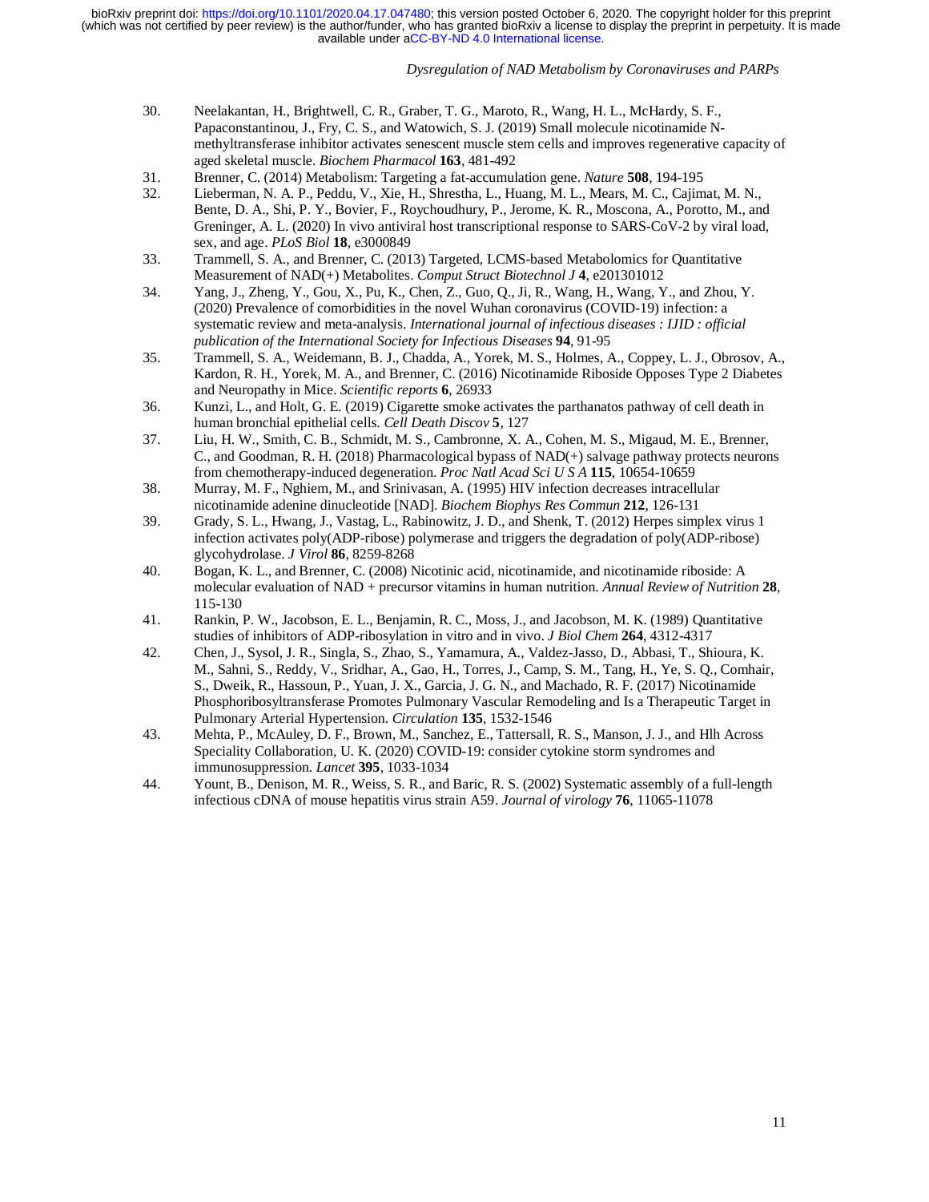30. Neelakantan, H., Brightwell, C. R., Graber, T. G., Maroto, R., Wang, H. L., McHardy, S. F., Papaconstantinou, J., Fry, C. S., and Watowich, S. J. (2019) Small molecule nicotinamide N-methyltransferase inhibitor activates senescent muscle stem cells and improves regenerative capacity of aged skeletal muscle. *Biochem Pharmacol* **163**, 481-492
31. Brenner, C. (2014) Metabolism: Targeting a fat-accumulation gene. *Nature* **508**, 194-195
32. Lieberman, N. A. P., Peddu, V., Xie, H., Shrestha, L., Huang, M. L., Mears, M. C., Cajimat, M. N., Bente, D. A., Shi, P. Y., Bovier, F., Roychoudhury, P., Jerome, K. R., Moscona, A., Porotto, M., and Greninger, A. L. (2020) In vivo antiviral host transcriptional response to SARS-CoV-2 by viral load, sex, and age. *PLoS Biol* **18**, e3000849
33. Trammell, S. A., and Brenner, C. (2013) Targeted, LCMS-based Metabolomics for Quantitative Measurement of NAD(+) Metabolites. *Comput Struct Biotechnol J* **4**, e201301012
34. Yang, J., Zheng, Y., Gou, X., Pu, K., Chen, Z., Guo, Q., Ji, R., Wang, H., Wang, Y., and Zhou, Y. (2020) Prevalence of comorbidities in the novel Wuhan coronavirus (COVID-19) infection: a systematic review and meta-analysis. *International journal of infectious diseases : IJID : official publication of the International Society for Infectious Diseases* **94**, 91-95
35. Trammell, S. A., Weidemann, B. J., Chadda, A., Yorek, M. S., Holmes, A., Coppey, L. J., Obrosov, A., Kardon, R. H., Yorek, M. A., and Brenner, C. (2016) Nicotinamide Riboside Opposes Type 2 Diabetes and Neuropathy in Mice. *Scientific reports* **6**, 26933
36. Kunzi, L., and Holt, G. E. (2019) Cigarette smoke activates the parthanatos pathway of cell death in human bronchial epithelial cells. *Cell Death Discov* **5**, 127
37. Liu, H. W., Smith, C. B., Schmidt, M. S., Cambronne, X. A., Cohen, M. S., Migaud, M. E., Brenner, C., and Goodman, R. H. (2018) Pharmacological bypass of NAD(+) salvage pathway protects neurons from chemotherapy-induced degeneration. *Proc Natl Acad Sci U S A* **115**, 10654-10659
38. Murray, M. F., Nghiem, M., and Srinivasan, A. (1995) HIV infection decreases intracellular nicotinamide adenine dinucleotide [NAD]. *Biochem Biophys Res Commun* **212**, 126-131
39. Grady, S. L., Hwang, J., Vastag, L., Rabinowitz, J. D., and Shenk, T. (2012) Herpes simplex virus 1 infection activates poly(ADP-ribose) polymerase and triggers the degradation of poly(ADP-ribose) glycohydrolase. *J Virol* **86**, 8259-8268
40. Bogan, K. L., and Brenner, C. (2008) Nicotinic acid, nicotinamide, and nicotinamide riboside: A molecular evaluation of NAD + precursor vitamins in human nutrition. *Annual Review of Nutrition* **28**, 115-130
41. Rankin, P. W., Jacobson, E. L., Benjamin, R. C., Moss, J., and Jacobson, M. K. (1989) Quantitative studies of inhibitors of ADP-ribosylation in vitro and in vivo. *J Biol Chem* **264**, 4312-4317
42. Chen, J., Sysol, J. R., Singla, S., Zhao, S., Yamamura, A., Valdez-Jasso, D., Abbasi, T., Shioura, K. M., Sahni, S., Reddy, V., Sridhar, A., Gao, H., Torres, J., Camp, S. M., Tang, H., Ye, S. Q., Comhair, S., Dweik, R., Hassoun, P., Yuan, J. X., Garcia, J. G. N., and Machado, R. F. (2017) Nicotinamide Phosphoribosyltransferase Promotes Pulmonary Vascular Remodeling and Is a Therapeutic Target in Pulmonary Arterial Hypertension. *Circulation* **135**, 1532-1546
43. Mehta, P., McAuley, D. F., Brown, M., Sanchez, E., Tattersall, R. S., Manson, J. J., and Hlh Across Speciality Collaboration, U. K. (2020) COVID-19: consider cytokine storm syndromes and immunosuppression. *Lancet* **395**, 1033-1034
44. Yount, B., Denison, M. R., Weiss, S. R., and Baric, R. S. (2002) Systematic assembly of a full-length infectious cDNA of mouse hepatitis virus strain A59. *Journal of virology* **76**, 11065-11078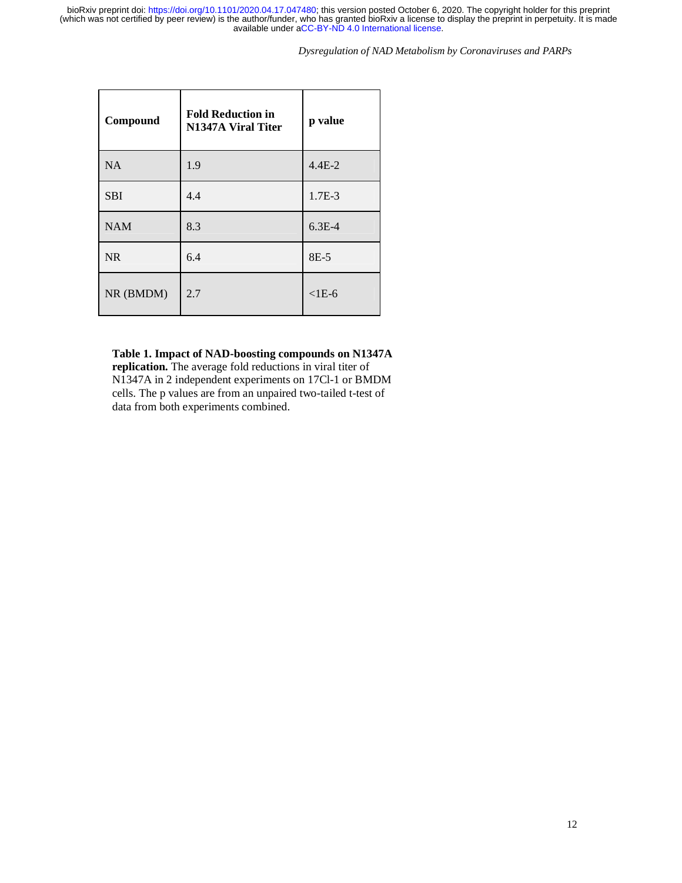| Compound | Fold Reduction in N1347A Viral Titer | p value |
|---|---|---|
| NA | 1.9 | 4.4E-2 |
| SBI | 4.4 | 1.7E-3 |
| NAM | 8.3 | 6.3E-4 |
| NR | 6.4 | 8E-5 |
| NR (BMDM) | 2.7 | <1E-6 |

**Table 1. Impact of NAD-boosting compounds on N1347A replication.** The average fold reductions in viral titer of N1347A in 2 independent experiments on 17Cl-1 or BMDM cells. The p values are from an unpaired two-tailed t-test of data from both experiments combined.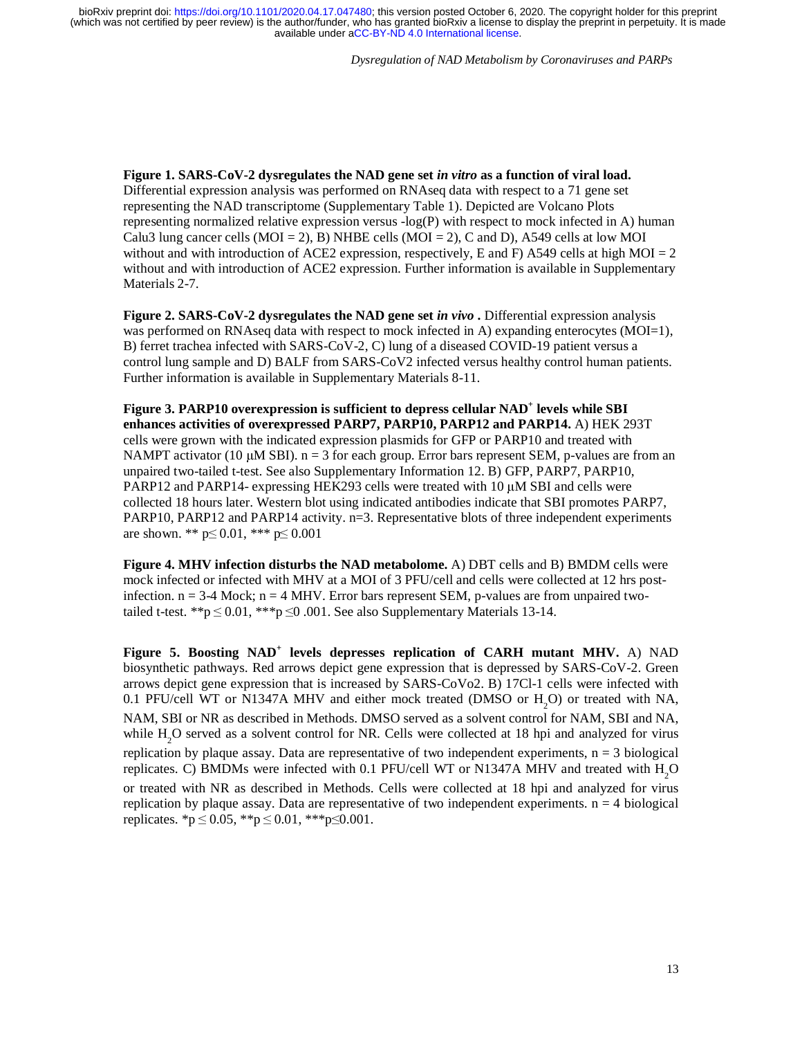**Figure 1. SARS-CoV-2 dysregulates the NAD gene set *in vitro* as a function of viral load.** Differential expression analysis was performed on RNAseq data with respect to a 71 gene set representing the NAD transcriptome (Supplementary Table 1). Depicted are Volcano Plots representing normalized relative expression versus -log(P) with respect to mock infected in A) human Calu3 lung cancer cells (MOI = 2), B) NHBE cells (MOI = 2), C and D), A549 cells at low MOI without and with introduction of ACE2 expression, respectively, E and F) A549 cells at high MOI = 2 without and with introduction of ACE2 expression. Further information is available in Supplementary Materials 2-7.

**Figure 2. SARS-CoV-2 dysregulates the NAD gene set *in vivo* .** Differential expression analysis was performed on RNAseq data with respect to mock infected in A) expanding enterocytes (MOI=1), B) ferret trachea infected with SARS-CoV-2, C) lung of a diseased COVID-19 patient versus a control lung sample and D) BALF from SARS-CoV2 infected versus healthy control human patients. Further information is available in Supplementary Materials 8-11.

**Figure 3. PARP10 overexpression is sufficient to depress cellular $NAD^+$ levels while SBI enhances activities of overexpressed PARP7, PARP10, PARP12 and PARP14.** A) HEK 293T cells were grown with the indicated expression plasmids for GFP or PARP10 and treated with NAMPT activator (10 μM SBI). n = 3 for each group. Error bars represent SEM, p-values are from an unpaired two-tailed t-test. See also Supplementary Information 12. B) GFP, PARP7, PARP10, PARP12 and PARP14- expressing HEK293 cells were treated with 10 μM SBI and cells were collected 18 hours later. Western blot using indicated antibodies indicate that SBI promotes PARP7, PARP10, PARP12 and PARP14 activity. n=3. Representative blots of three independent experiments are shown. ** $p \leq 0.01$, *** $p \leq 0.001$

**Figure 4. MHV infection disturbs the NAD metabolome.** A) DBT cells and B) BMDM cells were mock infected or infected with MHV at a MOI of 3 PFU/cell and cells were collected at 12 hrs post-infection. n = 3-4 Mock; n = 4 MHV. Error bars represent SEM, p-values are from unpaired two-tailed t-test. **$p \leq 0.01$, ***$p \leq 0.001$. See also Supplementary Materials 13-14.

**Figure 5. Boosting $NAD^+$ levels depresses replication of CARH mutant MHV.** A) NAD biosynthetic pathways. Red arrows depict gene expression that is depressed by SARS-CoV-2. Green arrows depict gene expression that is increased by SARS-CoVo2. B) 17Cl-1 cells were infected with 0.1 PFU/cell WT or N1347A MHV and either mock treated (DMSO or $H_2O$) or treated with NA, NAM, SBI or NR as described in Methods. DMSO served as a solvent control for NAM, SBI and NA, while $H_2O$ served as a solvent control for NR. Cells were collected at 18 hpi and analyzed for virus replication by plaque assay. Data are representative of two independent experiments, n = 3 biological replicates. C) BMDMs were infected with 0.1 PFU/cell WT or N1347A MHV and treated with $H_2O$ or treated with NR as described in Methods. Cells were collected at 18 hpi and analyzed for virus replication by plaque assay. Data are representative of two independent experiments. n = 4 biological replicates. *$p \leq 0.05$, **$p \leq 0.01$, ***$p \leq 0.001$.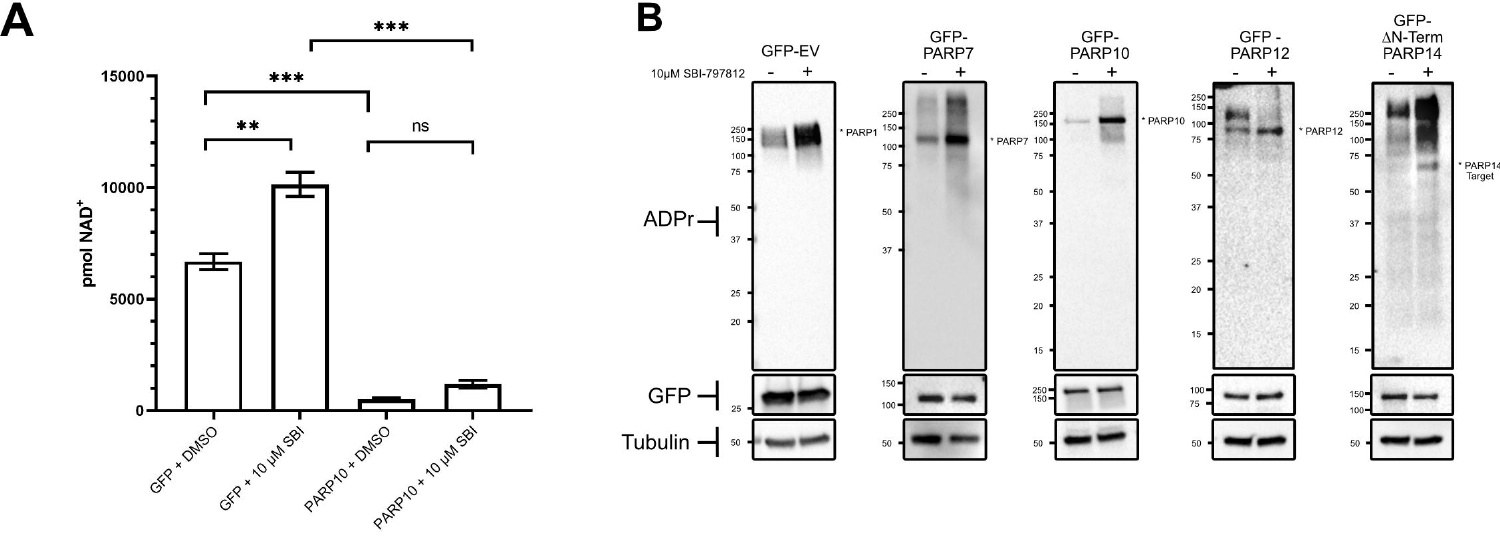**A**

pmol NAD+

15000, 10000, 5000, 0

GFP + DMSO | GFP + 10 μM SBI | PARP10 + DMSO | PARP10 + 10 μM SBI

** | *** | *** | ns

**B**

10μM SBI-797812 − +

GFP-EV | GFP-PARP7 | GFP-PARP10 | GFP-PARP12 | GFP-ΔN-Term PARP14

ADPr

* PARP1 | * PARP7 | * PARP10 | * PARP12 | * PARP14 Target

GFP

Tubulin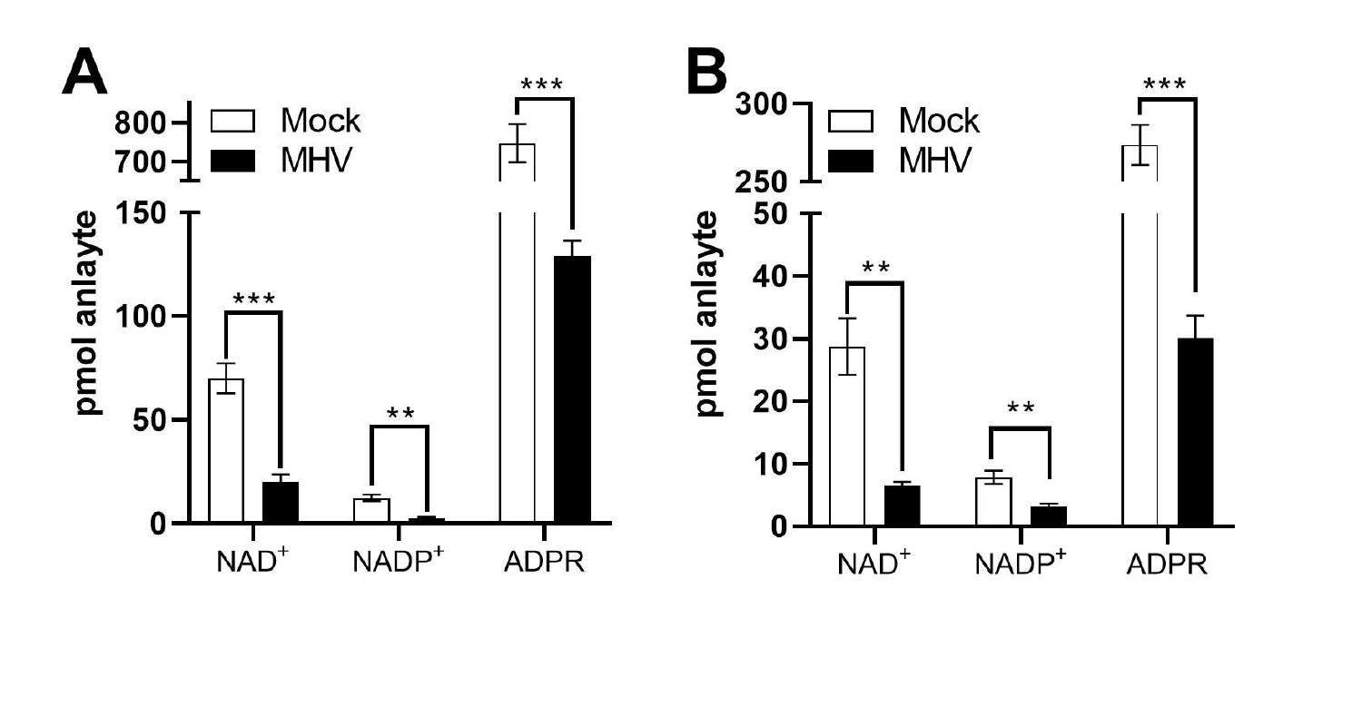**A**

Mock
MHV

pmol anlayte

800
700
150
100
50
0

\*\*\*
\*\*
\*\*\*

NAD⁺ NADP⁺ ADPR

**B**

Mock
MHV

pmol anlayte

300
250
50
40
30
20
10
0

\*\*
\*\*
\*\*\*

NAD⁺ NADP⁺ ADPR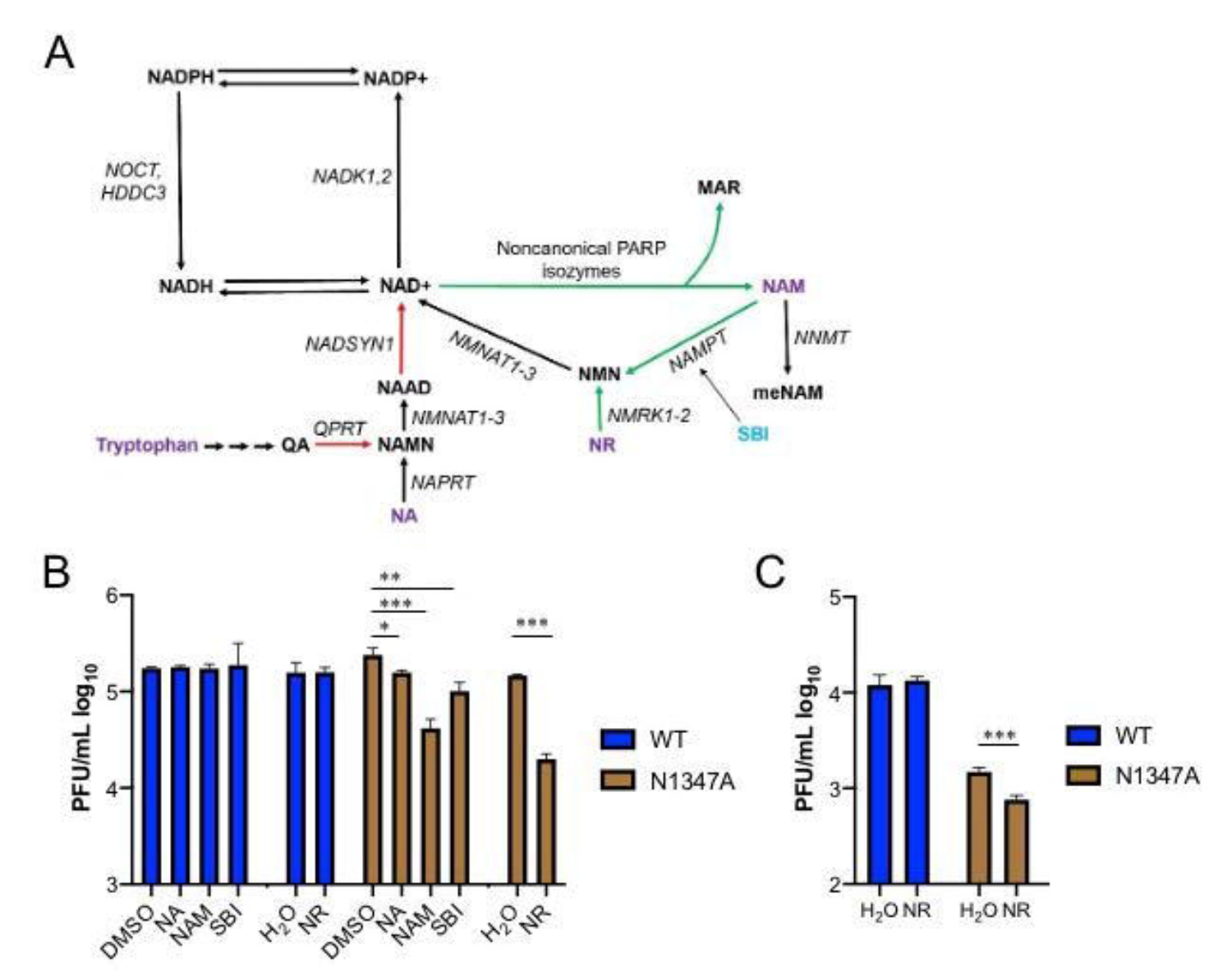A

NADPH

NADP+

NOCT, HDDC3

NADK1,2

MAR

Noncanonical PARP isozymes

NADH

NAD+

NAM

NNMT

NADSYN1

NMNAT1-3

NAMPT

NMN

meNAM

NAAD

NMNAT1-3

NMRK1-2

SBI

Tryptophan

QA

QPRT

NAMN

NR

NAPRT

NA

B

PFU/mL $\log_{10}$

6

5

4

3

**

***

*

***

DMSO NA NAM SBI $H_2O$ NR DMSO NA NAM SBI $H_2O$ NR

WT

N1347A

C

PFU/mL $\log_{10}$

5

4

3

2

***

$H_2O$ NR $H_2O$ NR

WT

N1347A